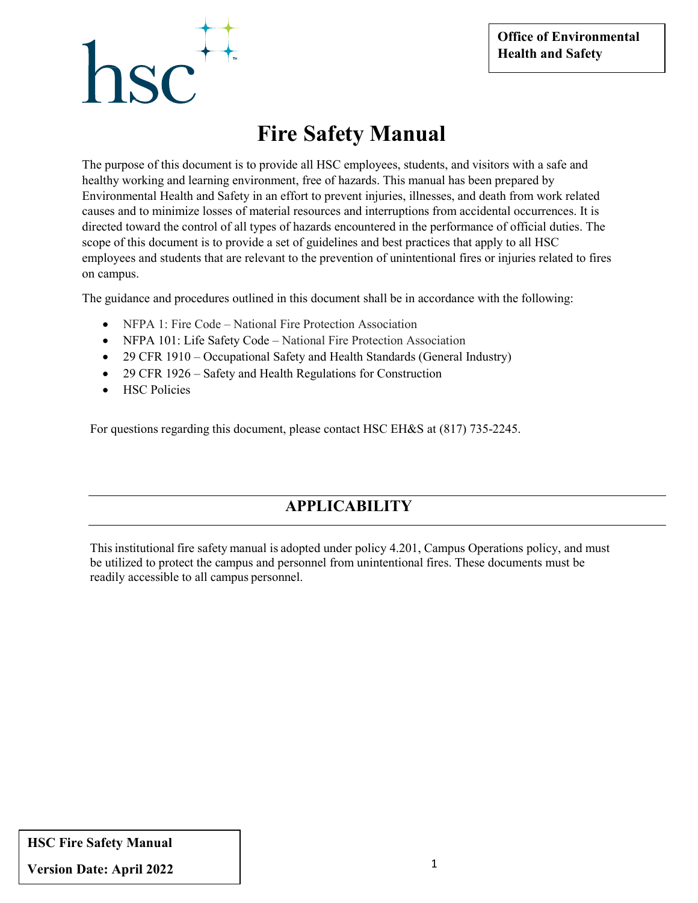**Office of Environmental Health and Safety**

# Fire Safety Manual

The purpose of this document is to provide all HSC employees, students, and visitors with a safe and healthy working and learning environment, free of hazards. This manual has been prepared by Environmental Health and Safety in an effort to prevent injuries, illnesses, and death from work related causes and to minimize losses of material resources and interruptions from accidental occurrences. It is directed toward the control of all types of hazards encountered in the performance of official duties. The scope of this document is to provide a set of guidelines and best practices that apply to all HSC employees and students that are relevant to the prevention of unintentional fires or injuries related to fires on campus.

The guidance and procedures outlined in this document shall be in accordance with the following:

- NFPA 1: Fire Code – National Fire Protection Association
- NFPA 101: Life Safety Code – National Fire Protection Association
- 29 CFR 1910 – Occupational Safety and Health Standards (General Industry)
- 29 CFR 1926 – Safety and Health Regulations for Construction
- HSC Policies

For questions regarding this document, please contact HSC EH&S at (817) 735-2245.

## APPLICABILITY

This institutional fire safety manual is adopted under policy 4.201, Campus Operations policy, and must be utilized to protect the campus and personnel from unintentional fires. These documents must be readily accessible to all campus personnel.

**HSC Fire Safety Manual**

**Version Date: April 2022**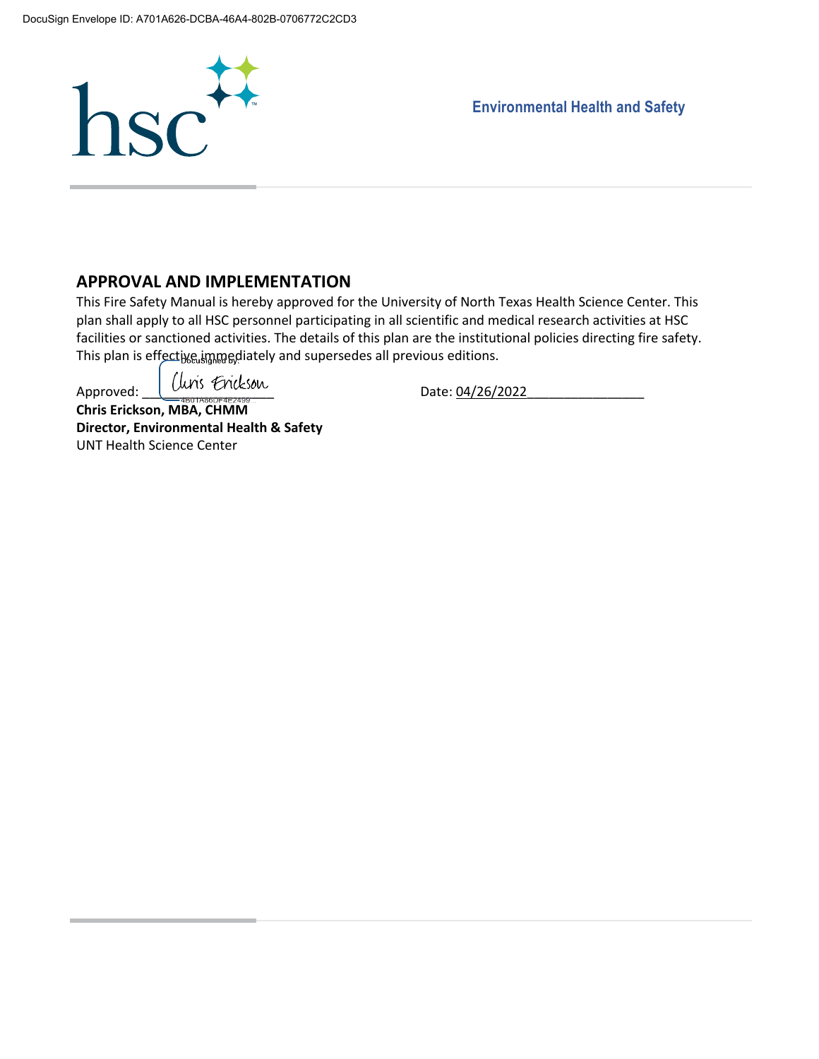Environmental Health and Safety

## APPROVAL AND IMPLEMENTATION

This Fire Safety Manual is hereby approved for the University of North Texas Health Science Center. This plan shall apply to all HSC personnel participating in all scientific and medical research activities at HSC facilities or sanctioned activities. The details of this plan are the institutional policies directing fire safety. This plan is effective immediately and supersedes all previous editions.

Approved: Chris Erickson    Date: 04/26/2022

**Chris Erickson, MBA, CHMM**
**Director, Environmental Health & Safety**
UNT Health Science Center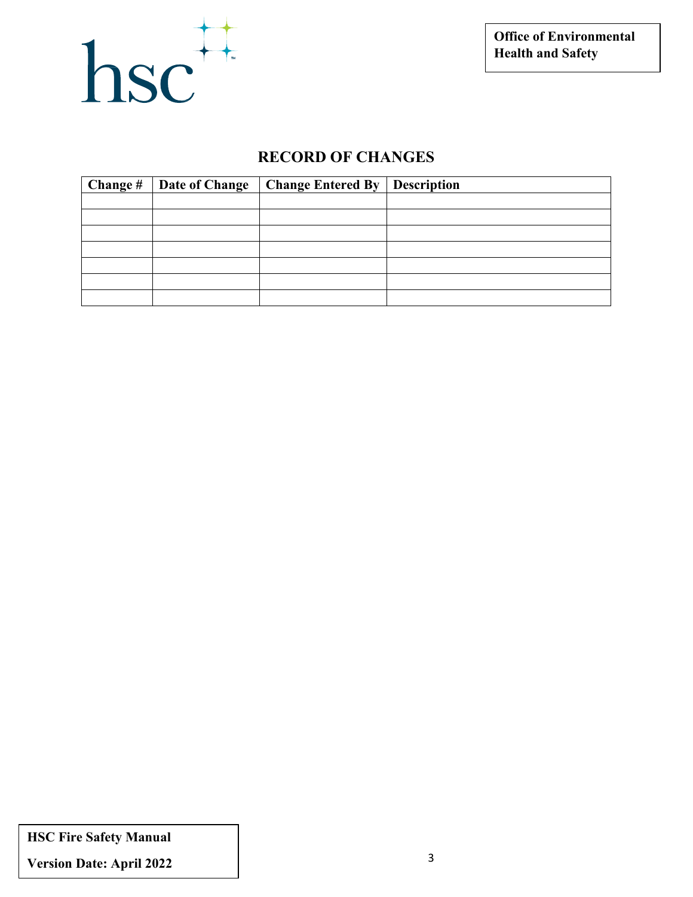# RECORD OF CHANGES

| Change # | Date of Change | Change Entered By | Description |
|---|---|---|---|
| | | | |
| | | | |
| | | | |
| | | | |
| | | | |
| | | | |
| | | | |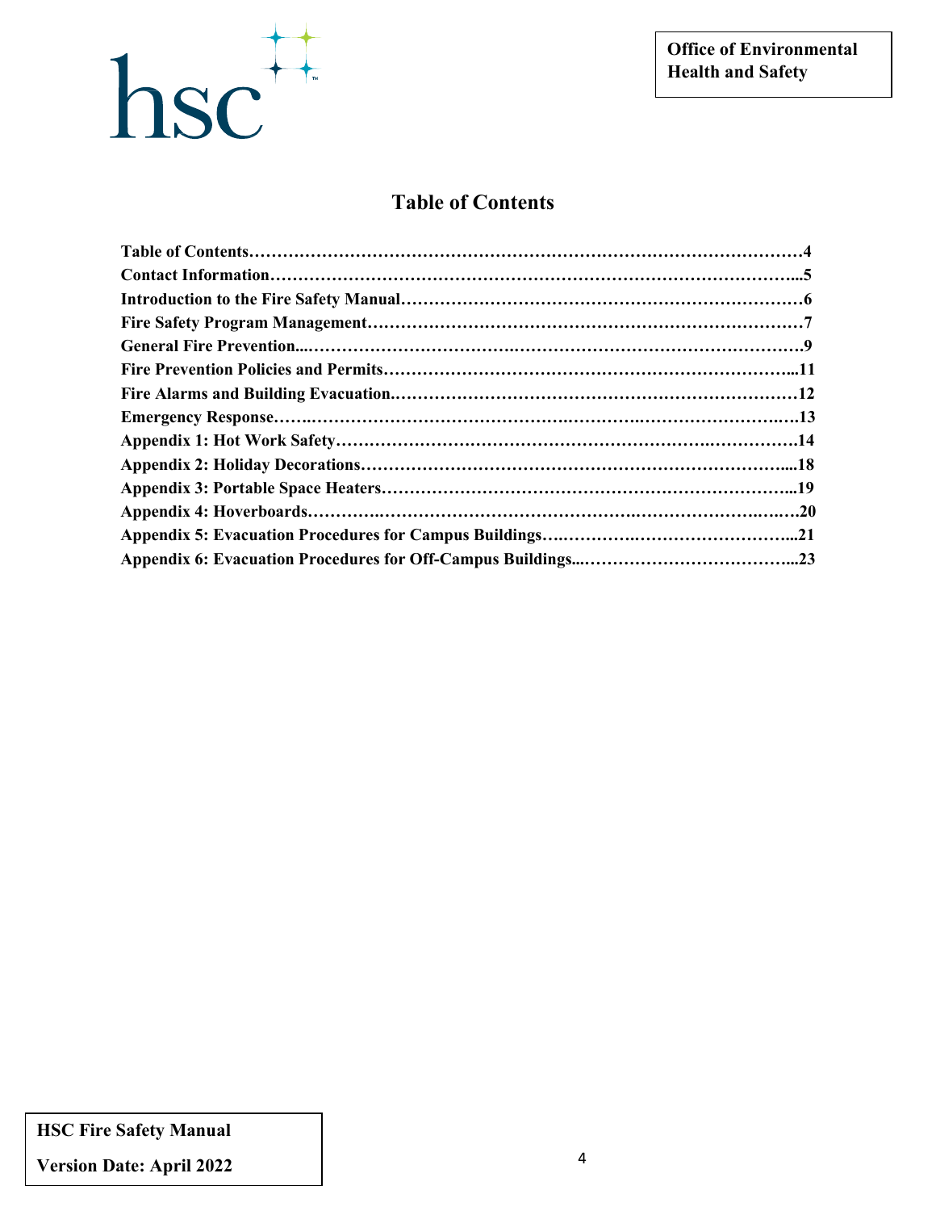# Table of Contents

**Table of Contents……………………………………………………………………………………4**
**Contact Information………………………………………………………………………………...5**
**Introduction to the Fire Safety Manual……………………………………………………………6**
**Fire Safety Program Management…………………………………………………………………7**
**General Fire Prevention...…………………………………………………………………………….9**
**Fire Prevention Policies and Permits……………………………………………………………...11**
**Fire Alarms and Building Evacuation.……………………………………………………………12**
**Emergency Response…….………………………………………………………………………..…13**
**Appendix 1: Hot Work Safety……………………………………………………………………….14**
**Appendix 2: Holiday Decorations…………………………………………………………………....18**
**Appendix 3: Portable Space Heaters……………………………………………………………...19**
**Appendix 4: Hoverboards.………………………………………………………………………….…20**
**Appendix 5: Evacuation Procedures for Campus Buildings….…………………………………...21**
**Appendix 6: Evacuation Procedures for Off-Campus Buildings...………………………………...23**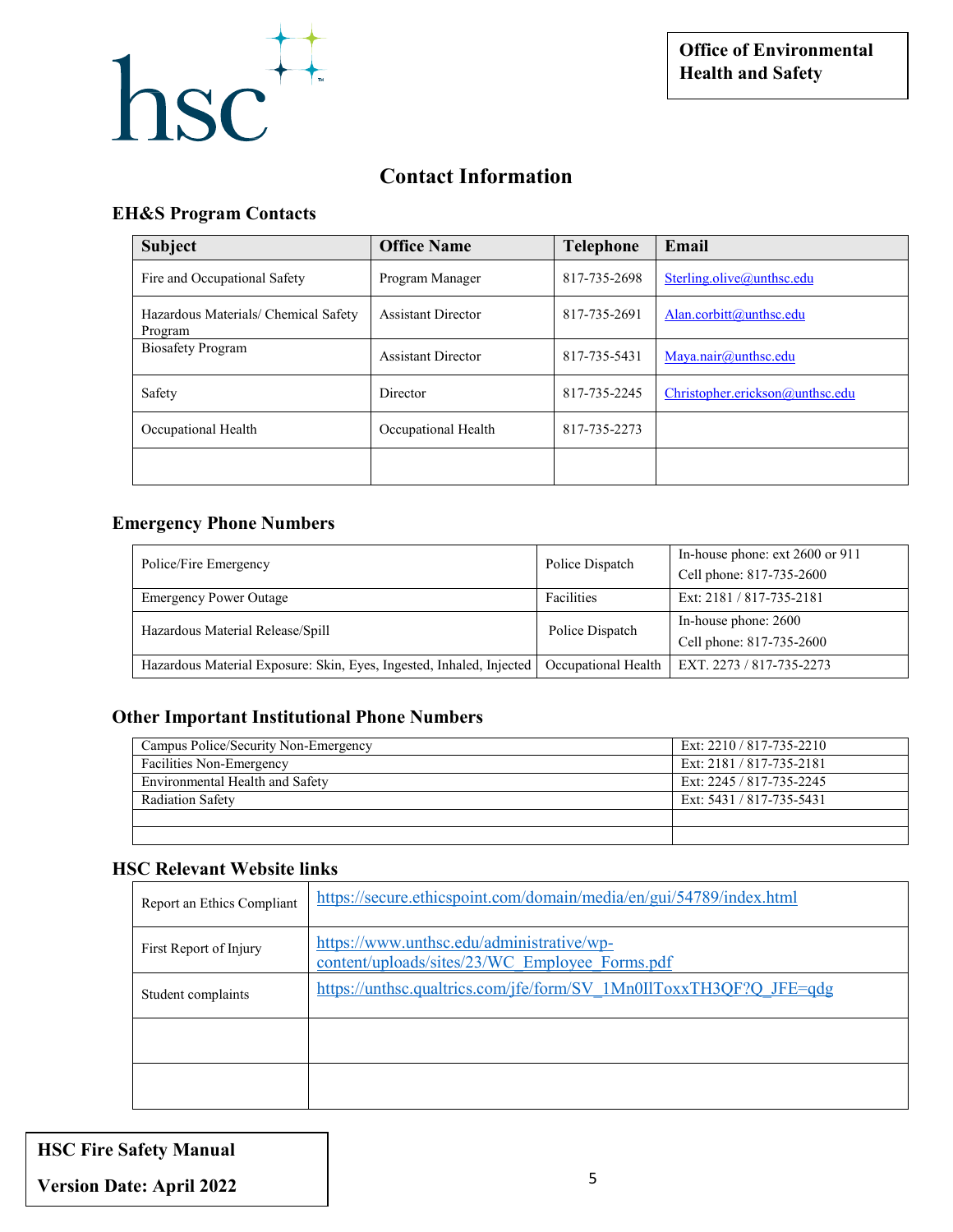**Office of Environmental Health and Safety**

# Contact Information

## EH&S Program Contacts

| Subject | Office Name | Telephone | Email |
|---|---|---|---|
| Fire and Occupational Safety | Program Manager | 817-735-2698 | Sterling.olive@unthsc.edu |
| Hazardous Materials/ Chemical Safety Program | Assistant Director | 817-735-2691 | Alan.corbitt@unthsc.edu |
| Biosafety Program | Assistant Director | 817-735-5431 | Maya.nair@unthsc.edu |
| Safety | Director | 817-735-2245 | Christopher.erickson@unthsc.edu |
| Occupational Health | Occupational Health | 817-735-2273 | |
| | | | |

## Emergency Phone Numbers

| | | |
|---|---|---|
| Police/Fire Emergency | Police Dispatch | In-house phone: ext 2600 or 911<br>Cell phone: 817-735-2600 |
| Emergency Power Outage | Facilities | Ext: 2181 / 817-735-2181 |
| Hazardous Material Release/Spill | Police Dispatch | In-house phone: 2600<br>Cell phone: 817-735-2600 |
| Hazardous Material Exposure: Skin, Eyes, Ingested, Inhaled, Injected | Occupational Health | EXT. 2273 / 817-735-2273 |

## Other Important Institutional Phone Numbers

| | |
|---|---|
| Campus Police/Security Non-Emergency | Ext: 2210 / 817-735-2210 |
| Facilities Non-Emergency | Ext: 2181 / 817-735-2181 |
| Environmental Health and Safety | Ext: 2245 / 817-735-2245 |
| Radiation Safety | Ext: 5431 / 817-735-5431 |
| | |
| | |

## HSC Relevant Website links

| | |
|---|---|
| Report an Ethics Compliant | https://secure.ethicspoint.com/domain/media/en/gui/54789/index.html |
| First Report of Injury | https://www.unthsc.edu/administrative/wp-content/uploads/sites/23/WC_Employee_Forms.pdf |
| Student complaints | https://unthsc.qualtrics.com/jfe/form/SV_1Mn0IlToxxTH3QF?Q_JFE=qdg |
| | |
| | |

**HSC Fire Safety Manual**

**Version Date: April 2022**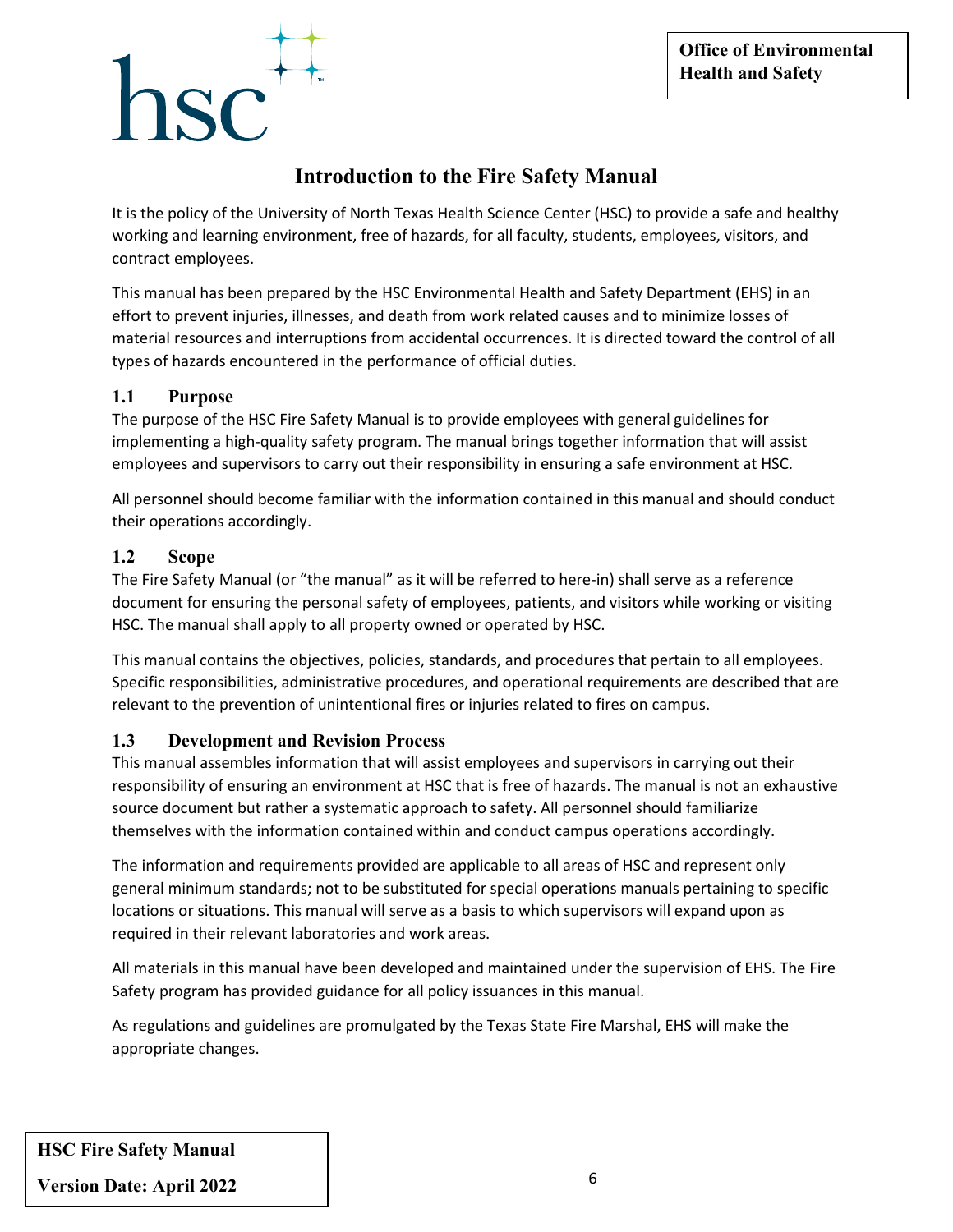# Introduction to the Fire Safety Manual

It is the policy of the University of North Texas Health Science Center (HSC) to provide a safe and healthy working and learning environment, free of hazards, for all faculty, students, employees, visitors, and contract employees.

This manual has been prepared by the HSC Environmental Health and Safety Department (EHS) in an effort to prevent injuries, illnesses, and death from work related causes and to minimize losses of material resources and interruptions from accidental occurrences. It is directed toward the control of all types of hazards encountered in the performance of official duties.

## 1.1 Purpose

The purpose of the HSC Fire Safety Manual is to provide employees with general guidelines for implementing a high-quality safety program. The manual brings together information that will assist employees and supervisors to carry out their responsibility in ensuring a safe environment at HSC.

All personnel should become familiar with the information contained in this manual and should conduct their operations accordingly.

## 1.2 Scope

The Fire Safety Manual (or "the manual" as it will be referred to here-in) shall serve as a reference document for ensuring the personal safety of employees, patients, and visitors while working or visiting HSC. The manual shall apply to all property owned or operated by HSC.

This manual contains the objectives, policies, standards, and procedures that pertain to all employees. Specific responsibilities, administrative procedures, and operational requirements are described that are relevant to the prevention of unintentional fires or injuries related to fires on campus.

## 1.3 Development and Revision Process

This manual assembles information that will assist employees and supervisors in carrying out their responsibility of ensuring an environment at HSC that is free of hazards. The manual is not an exhaustive source document but rather a systematic approach to safety. All personnel should familiarize themselves with the information contained within and conduct campus operations accordingly.

The information and requirements provided are applicable to all areas of HSC and represent only general minimum standards; not to be substituted for special operations manuals pertaining to specific locations or situations. This manual will serve as a basis to which supervisors will expand upon as required in their relevant laboratories and work areas.

All materials in this manual have been developed and maintained under the supervision of EHS. The Fire Safety program has provided guidance for all policy issuances in this manual.

As regulations and guidelines are promulgated by the Texas State Fire Marshal, EHS will make the appropriate changes.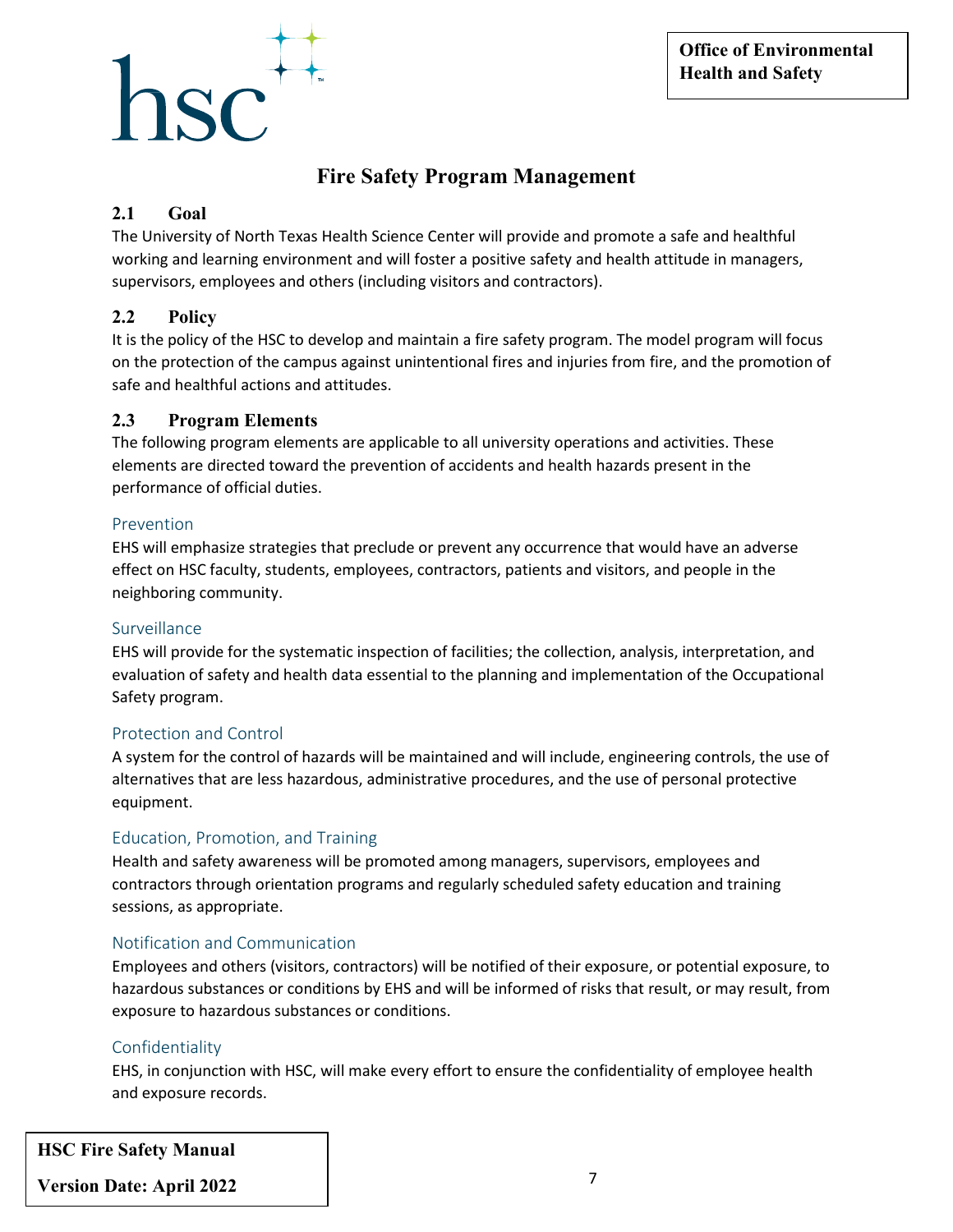# Fire Safety Program Management

## 2.1 Goal

The University of North Texas Health Science Center will provide and promote a safe and healthful working and learning environment and will foster a positive safety and health attitude in managers, supervisors, employees and others (including visitors and contractors).

## 2.2 Policy

It is the policy of the HSC to develop and maintain a fire safety program. The model program will focus on the protection of the campus against unintentional fires and injuries from fire, and the promotion of safe and healthful actions and attitudes.

## 2.3 Program Elements

The following program elements are applicable to all university operations and activities. These elements are directed toward the prevention of accidents and health hazards present in the performance of official duties.

### Prevention

EHS will emphasize strategies that preclude or prevent any occurrence that would have an adverse effect on HSC faculty, students, employees, contractors, patients and visitors, and people in the neighboring community.

### Surveillance

EHS will provide for the systematic inspection of facilities; the collection, analysis, interpretation, and evaluation of safety and health data essential to the planning and implementation of the Occupational Safety program.

### Protection and Control

A system for the control of hazards will be maintained and will include, engineering controls, the use of alternatives that are less hazardous, administrative procedures, and the use of personal protective equipment.

### Education, Promotion, and Training

Health and safety awareness will be promoted among managers, supervisors, employees and contractors through orientation programs and regularly scheduled safety education and training sessions, as appropriate.

### Notification and Communication

Employees and others (visitors, contractors) will be notified of their exposure, or potential exposure, to hazardous substances or conditions by EHS and will be informed of risks that result, or may result, from exposure to hazardous substances or conditions.

### Confidentiality

EHS, in conjunction with HSC, will make every effort to ensure the confidentiality of employee health and exposure records.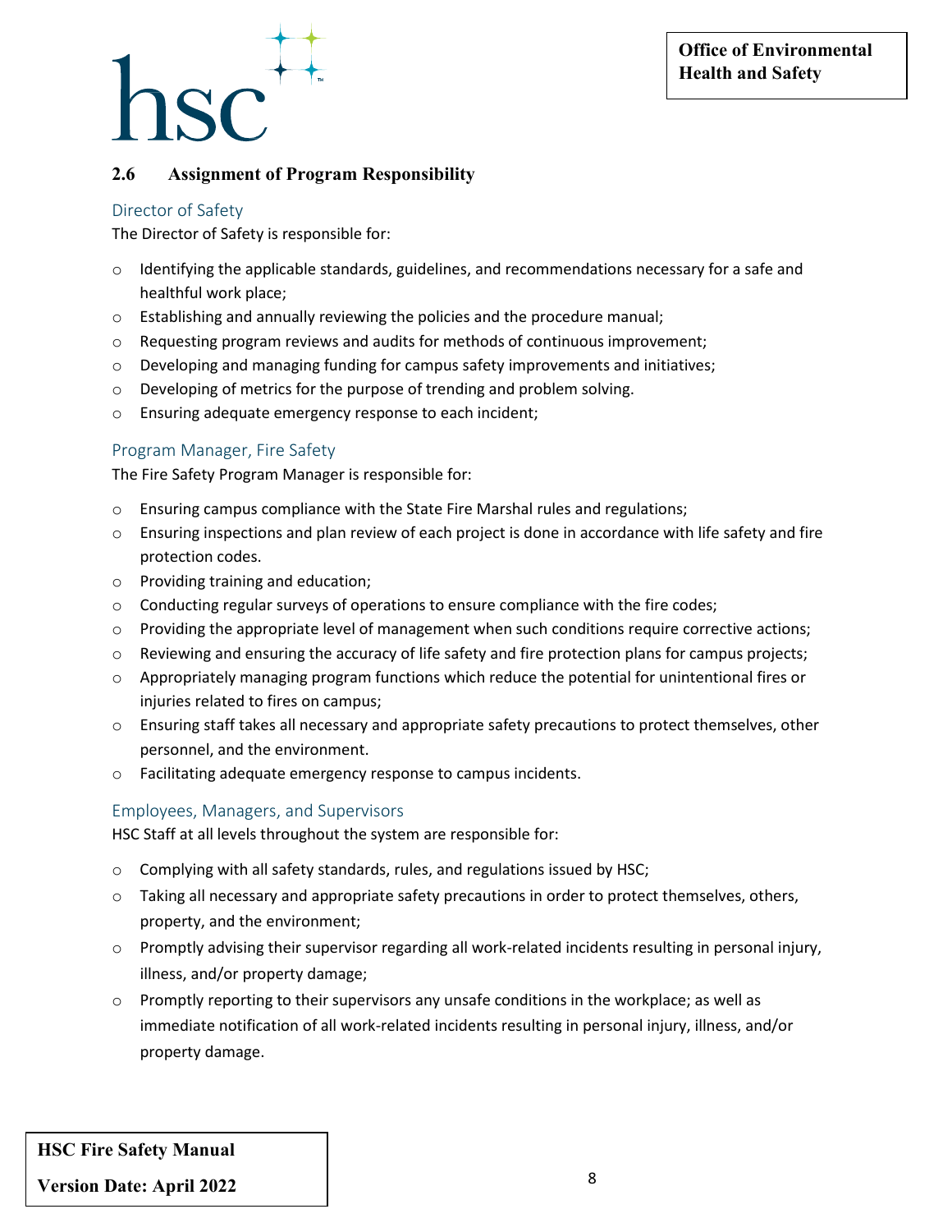## 2.6 Assignment of Program Responsibility

### Director of Safety

The Director of Safety is responsible for:

- Identifying the applicable standards, guidelines, and recommendations necessary for a safe and healthful work place;
- Establishing and annually reviewing the policies and the procedure manual;
- Requesting program reviews and audits for methods of continuous improvement;
- Developing and managing funding for campus safety improvements and initiatives;
- Developing of metrics for the purpose of trending and problem solving.
- Ensuring adequate emergency response to each incident;

### Program Manager, Fire Safety

The Fire Safety Program Manager is responsible for:

- Ensuring campus compliance with the State Fire Marshal rules and regulations;
- Ensuring inspections and plan review of each project is done in accordance with life safety and fire protection codes.
- Providing training and education;
- Conducting regular surveys of operations to ensure compliance with the fire codes;
- Providing the appropriate level of management when such conditions require corrective actions;
- Reviewing and ensuring the accuracy of life safety and fire protection plans for campus projects;
- Appropriately managing program functions which reduce the potential for unintentional fires or injuries related to fires on campus;
- Ensuring staff takes all necessary and appropriate safety precautions to protect themselves, other personnel, and the environment.
- Facilitating adequate emergency response to campus incidents.

### Employees, Managers, and Supervisors

HSC Staff at all levels throughout the system are responsible for:

- Complying with all safety standards, rules, and regulations issued by HSC;
- Taking all necessary and appropriate safety precautions in order to protect themselves, others, property, and the environment;
- Promptly advising their supervisor regarding all work-related incidents resulting in personal injury, illness, and/or property damage;
- Promptly reporting to their supervisors any unsafe conditions in the workplace; as well as immediate notification of all work-related incidents resulting in personal injury, illness, and/or property damage.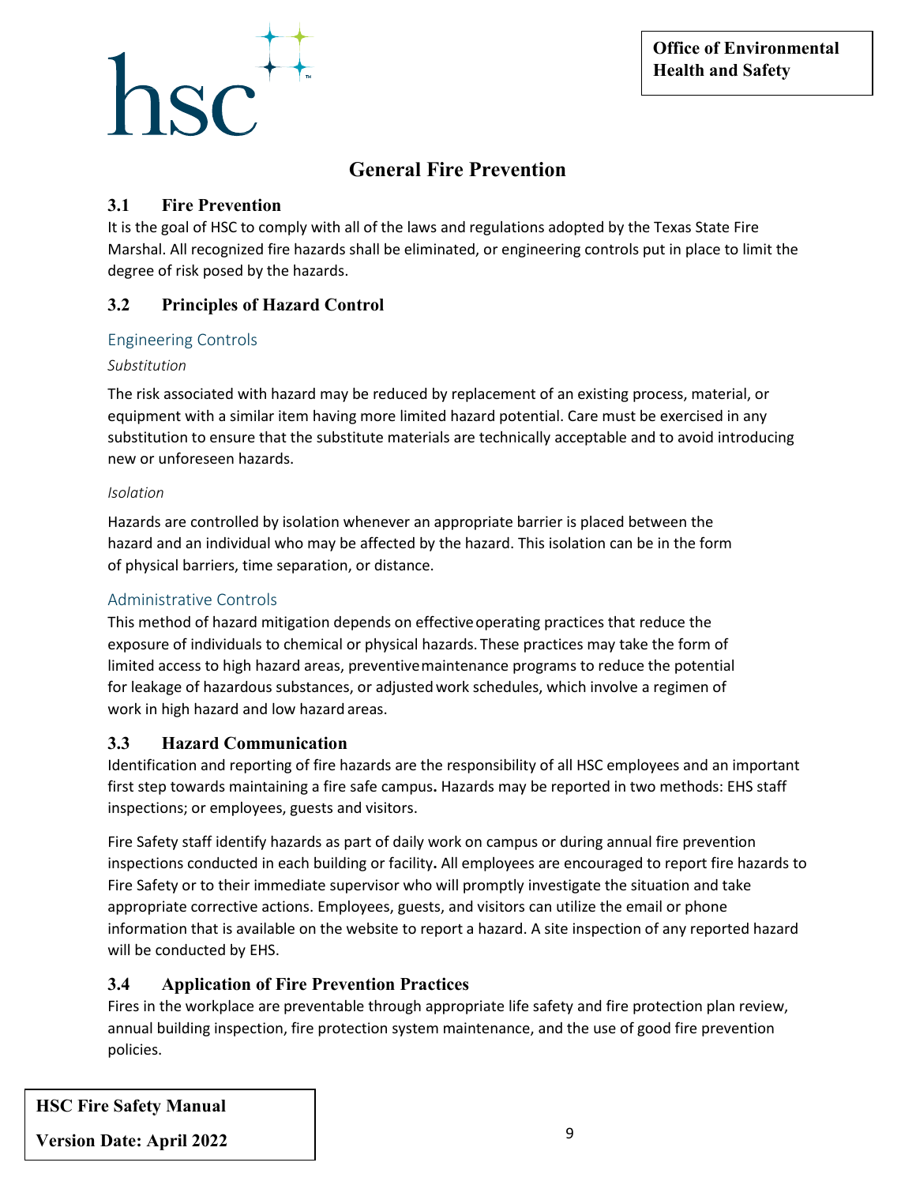# General Fire Prevention

## 3.1 Fire Prevention

It is the goal of HSC to comply with all of the laws and regulations adopted by the Texas State Fire Marshal. All recognized fire hazards shall be eliminated, or engineering controls put in place to limit the degree of risk posed by the hazards.

## 3.2 Principles of Hazard Control

### Engineering Controls

*Substitution*

The risk associated with hazard may be reduced by replacement of an existing process, material, or equipment with a similar item having more limited hazard potential. Care must be exercised in any substitution to ensure that the substitute materials are technically acceptable and to avoid introducing new or unforeseen hazards.

*Isolation*

Hazards are controlled by isolation whenever an appropriate barrier is placed between the hazard and an individual who may be affected by the hazard. This isolation can be in the form of physical barriers, time separation, or distance.

### Administrative Controls

This method of hazard mitigation depends on effective operating practices that reduce the exposure of individuals to chemical or physical hazards. These practices may take the form of limited access to high hazard areas, preventive maintenance programs to reduce the potential for leakage of hazardous substances, or adjusted work schedules, which involve a regimen of work in high hazard and low hazard areas.

## 3.3 Hazard Communication

Identification and reporting of fire hazards are the responsibility of all HSC employees and an important first step towards maintaining a fire safe campus. Hazards may be reported in two methods: EHS staff inspections; or employees, guests and visitors.

Fire Safety staff identify hazards as part of daily work on campus or during annual fire prevention inspections conducted in each building or facility. All employees are encouraged to report fire hazards to Fire Safety or to their immediate supervisor who will promptly investigate the situation and take appropriate corrective actions. Employees, guests, and visitors can utilize the email or phone information that is available on the website to report a hazard. A site inspection of any reported hazard will be conducted by EHS.

## 3.4 Application of Fire Prevention Practices

Fires in the workplace are preventable through appropriate life safety and fire protection plan review, annual building inspection, fire protection system maintenance, and the use of good fire prevention policies.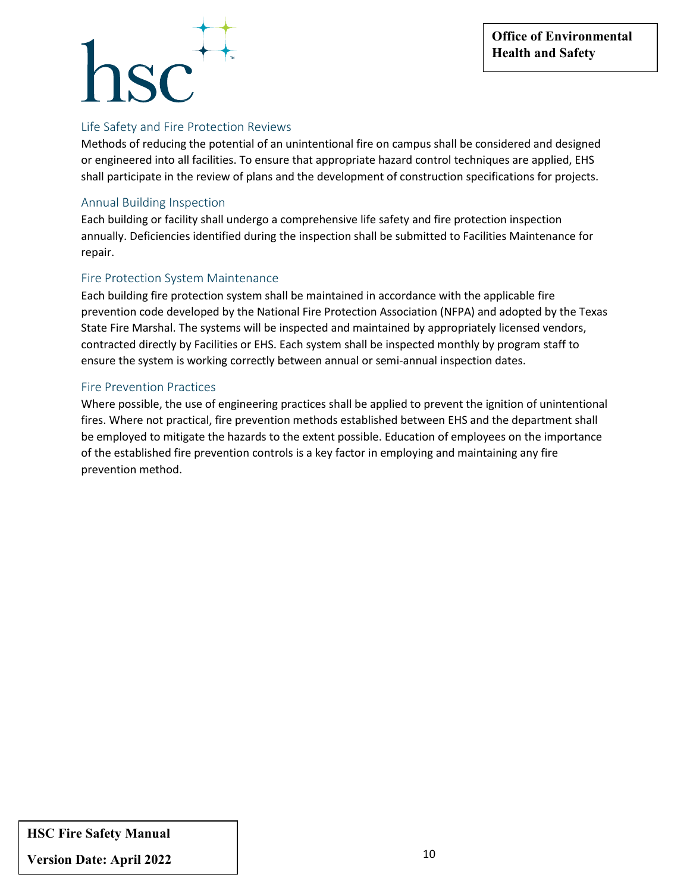## Life Safety and Fire Protection Reviews

Methods of reducing the potential of an unintentional fire on campus shall be considered and designed or engineered into all facilities. To ensure that appropriate hazard control techniques are applied, EHS shall participate in the review of plans and the development of construction specifications for projects.

## Annual Building Inspection

Each building or facility shall undergo a comprehensive life safety and fire protection inspection annually. Deficiencies identified during the inspection shall be submitted to Facilities Maintenance for repair.

## Fire Protection System Maintenance

Each building fire protection system shall be maintained in accordance with the applicable fire prevention code developed by the National Fire Protection Association (NFPA) and adopted by the Texas State Fire Marshal. The systems will be inspected and maintained by appropriately licensed vendors, contracted directly by Facilities or EHS. Each system shall be inspected monthly by program staff to ensure the system is working correctly between annual or semi-annual inspection dates.

## Fire Prevention Practices

Where possible, the use of engineering practices shall be applied to prevent the ignition of unintentional fires. Where not practical, fire prevention methods established between EHS and the department shall be employed to mitigate the hazards to the extent possible. Education of employees on the importance of the established fire prevention controls is a key factor in employing and maintaining any fire prevention method.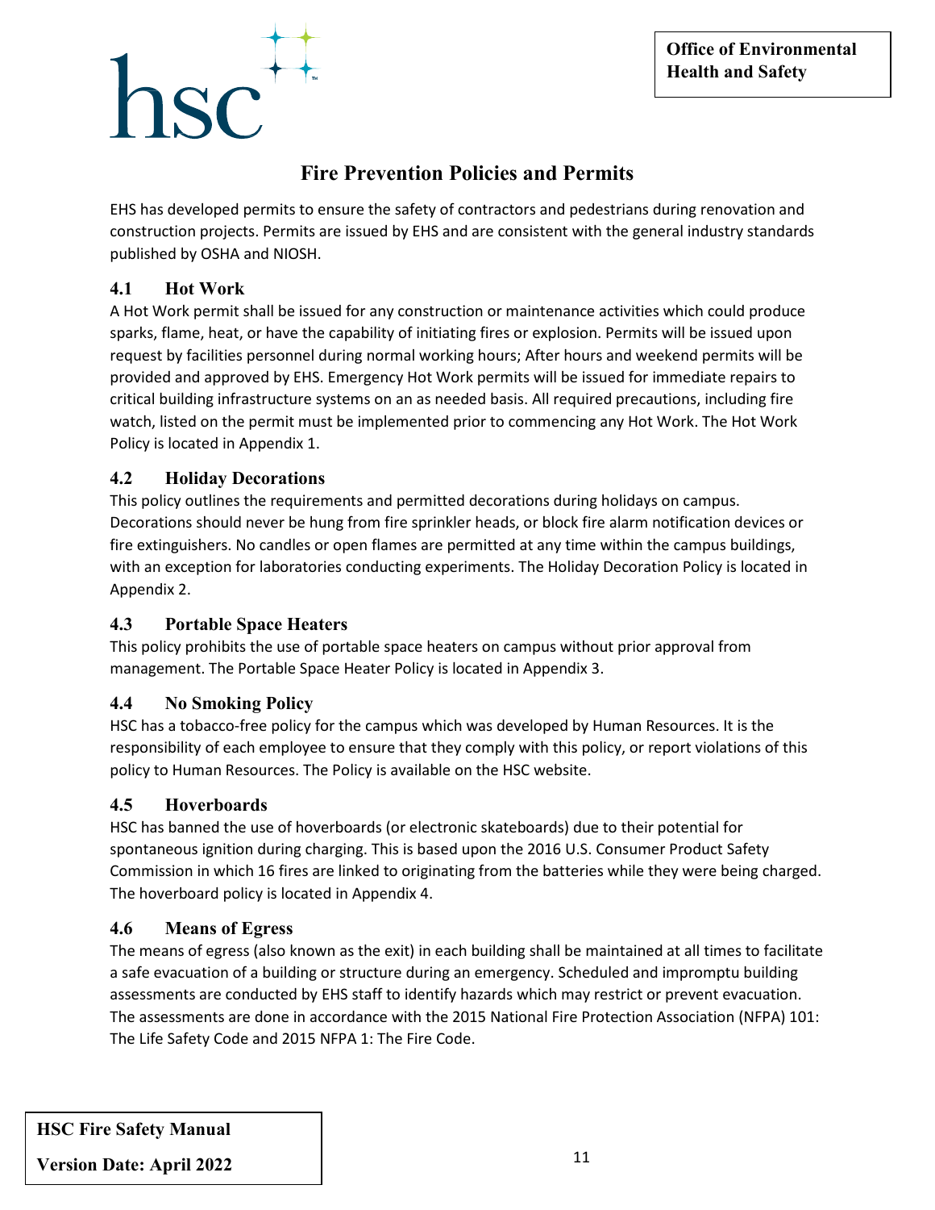# Fire Prevention Policies and Permits

EHS has developed permits to ensure the safety of contractors and pedestrians during renovation and construction projects. Permits are issued by EHS and are consistent with the general industry standards published by OSHA and NIOSH.

## 4.1 Hot Work

A Hot Work permit shall be issued for any construction or maintenance activities which could produce sparks, flame, heat, or have the capability of initiating fires or explosion. Permits will be issued upon request by facilities personnel during normal working hours; After hours and weekend permits will be provided and approved by EHS. Emergency Hot Work permits will be issued for immediate repairs to critical building infrastructure systems on an as needed basis. All required precautions, including fire watch, listed on the permit must be implemented prior to commencing any Hot Work. The Hot Work Policy is located in Appendix 1.

## 4.2 Holiday Decorations

This policy outlines the requirements and permitted decorations during holidays on campus. Decorations should never be hung from fire sprinkler heads, or block fire alarm notification devices or fire extinguishers. No candles or open flames are permitted at any time within the campus buildings, with an exception for laboratories conducting experiments. The Holiday Decoration Policy is located in Appendix 2.

## 4.3 Portable Space Heaters

This policy prohibits the use of portable space heaters on campus without prior approval from management. The Portable Space Heater Policy is located in Appendix 3.

## 4.4 No Smoking Policy

HSC has a tobacco-free policy for the campus which was developed by Human Resources. It is the responsibility of each employee to ensure that they comply with this policy, or report violations of this policy to Human Resources. The Policy is available on the HSC website.

## 4.5 Hoverboards

HSC has banned the use of hoverboards (or electronic skateboards) due to their potential for spontaneous ignition during charging. This is based upon the 2016 U.S. Consumer Product Safety Commission in which 16 fires are linked to originating from the batteries while they were being charged. The hoverboard policy is located in Appendix 4.

## 4.6 Means of Egress

The means of egress (also known as the exit) in each building shall be maintained at all times to facilitate a safe evacuation of a building or structure during an emergency. Scheduled and impromptu building assessments are conducted by EHS staff to identify hazards which may restrict or prevent evacuation. The assessments are done in accordance with the 2015 National Fire Protection Association (NFPA) 101: The Life Safety Code and 2015 NFPA 1: The Fire Code.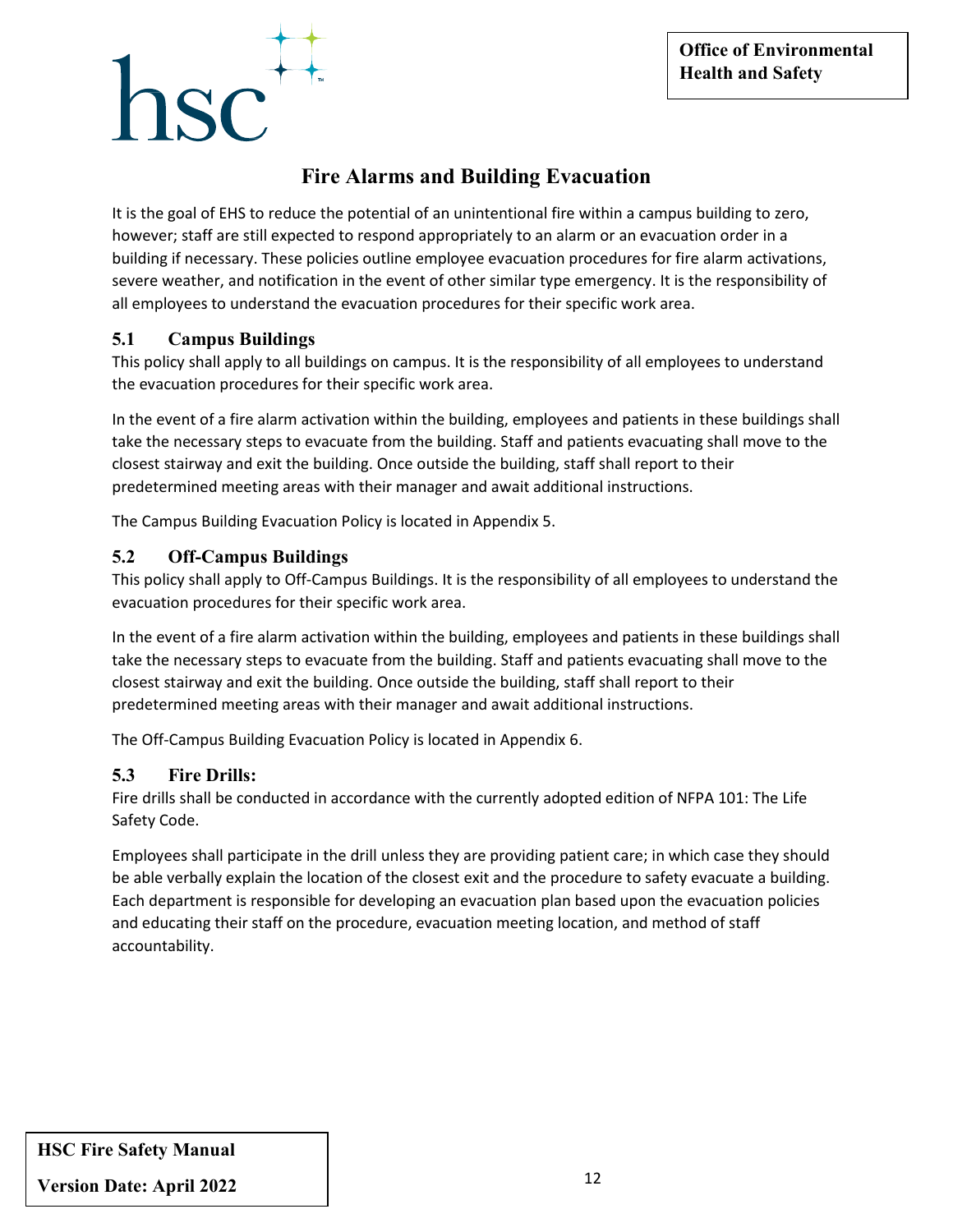# Fire Alarms and Building Evacuation

It is the goal of EHS to reduce the potential of an unintentional fire within a campus building to zero, however; staff are still expected to respond appropriately to an alarm or an evacuation order in a building if necessary. These policies outline employee evacuation procedures for fire alarm activations, severe weather, and notification in the event of other similar type emergency. It is the responsibility of all employees to understand the evacuation procedures for their specific work area.

## 5.1 Campus Buildings

This policy shall apply to all buildings on campus. It is the responsibility of all employees to understand the evacuation procedures for their specific work area.

In the event of a fire alarm activation within the building, employees and patients in these buildings shall take the necessary steps to evacuate from the building. Staff and patients evacuating shall move to the closest stairway and exit the building. Once outside the building, staff shall report to their predetermined meeting areas with their manager and await additional instructions.

The Campus Building Evacuation Policy is located in Appendix 5.

## 5.2 Off-Campus Buildings

This policy shall apply to Off-Campus Buildings. It is the responsibility of all employees to understand the evacuation procedures for their specific work area.

In the event of a fire alarm activation within the building, employees and patients in these buildings shall take the necessary steps to evacuate from the building. Staff and patients evacuating shall move to the closest stairway and exit the building. Once outside the building, staff shall report to their predetermined meeting areas with their manager and await additional instructions.

The Off-Campus Building Evacuation Policy is located in Appendix 6.

## 5.3 Fire Drills:

Fire drills shall be conducted in accordance with the currently adopted edition of NFPA 101: The Life Safety Code.

Employees shall participate in the drill unless they are providing patient care; in which case they should be able verbally explain the location of the closest exit and the procedure to safety evacuate a building. Each department is responsible for developing an evacuation plan based upon the evacuation policies and educating their staff on the procedure, evacuation meeting location, and method of staff accountability.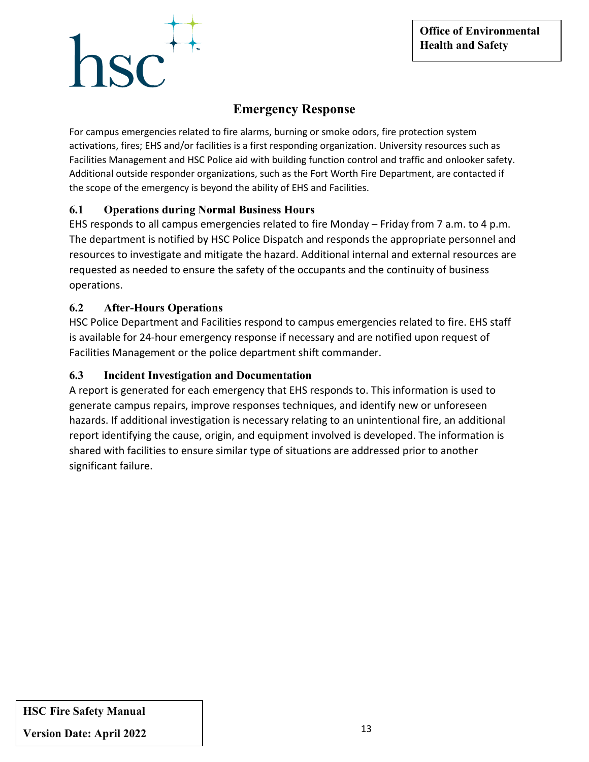# Emergency Response

For campus emergencies related to fire alarms, burning or smoke odors, fire protection system activations, fires; EHS and/or facilities is a first responding organization. University resources such as Facilities Management and HSC Police aid with building function control and traffic and onlooker safety. Additional outside responder organizations, such as the Fort Worth Fire Department, are contacted if the scope of the emergency is beyond the ability of EHS and Facilities.

## 6.1 Operations during Normal Business Hours

EHS responds to all campus emergencies related to fire Monday – Friday from 7 a.m. to 4 p.m. The department is notified by HSC Police Dispatch and responds the appropriate personnel and resources to investigate and mitigate the hazard. Additional internal and external resources are requested as needed to ensure the safety of the occupants and the continuity of business operations.

## 6.2 After-Hours Operations

HSC Police Department and Facilities respond to campus emergencies related to fire. EHS staff is available for 24-hour emergency response if necessary and are notified upon request of Facilities Management or the police department shift commander.

## 6.3 Incident Investigation and Documentation

A report is generated for each emergency that EHS responds to. This information is used to generate campus repairs, improve responses techniques, and identify new or unforeseen hazards. If additional investigation is necessary relating to an unintentional fire, an additional report identifying the cause, origin, and equipment involved is developed. The information is shared with facilities to ensure similar type of situations are addressed prior to another significant failure.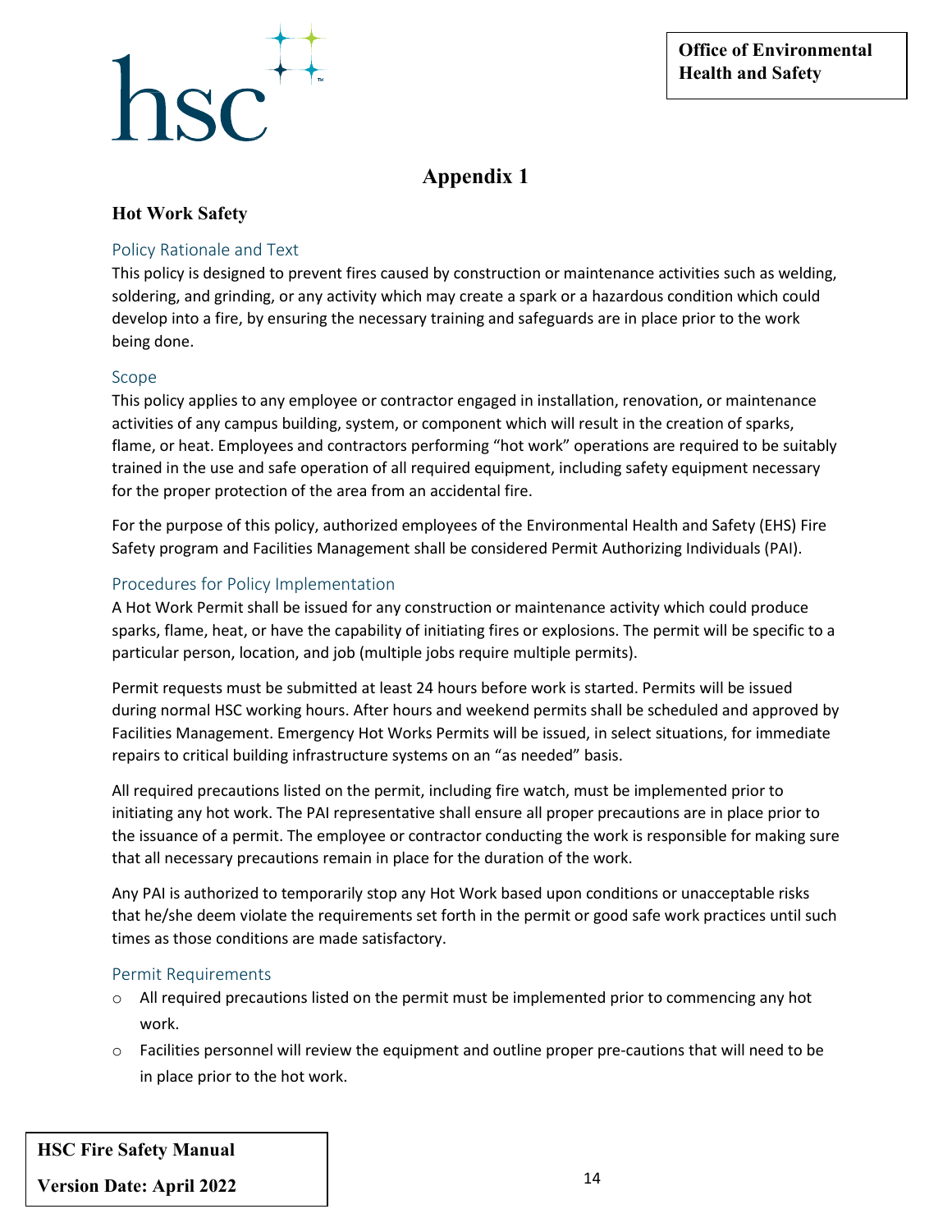# Appendix 1

## Hot Work Safety

### Policy Rationale and Text

This policy is designed to prevent fires caused by construction or maintenance activities such as welding, soldering, and grinding, or any activity which may create a spark or a hazardous condition which could develop into a fire, by ensuring the necessary training and safeguards are in place prior to the work being done.

### Scope

This policy applies to any employee or contractor engaged in installation, renovation, or maintenance activities of any campus building, system, or component which will result in the creation of sparks, flame, or heat. Employees and contractors performing "hot work" operations are required to be suitably trained in the use and safe operation of all required equipment, including safety equipment necessary for the proper protection of the area from an accidental fire.

For the purpose of this policy, authorized employees of the Environmental Health and Safety (EHS) Fire Safety program and Facilities Management shall be considered Permit Authorizing Individuals (PAI).

### Procedures for Policy Implementation

A Hot Work Permit shall be issued for any construction or maintenance activity which could produce sparks, flame, heat, or have the capability of initiating fires or explosions. The permit will be specific to a particular person, location, and job (multiple jobs require multiple permits).

Permit requests must be submitted at least 24 hours before work is started. Permits will be issued during normal HSC working hours. After hours and weekend permits shall be scheduled and approved by Facilities Management. Emergency Hot Works Permits will be issued, in select situations, for immediate repairs to critical building infrastructure systems on an "as needed" basis.

All required precautions listed on the permit, including fire watch, must be implemented prior to initiating any hot work. The PAI representative shall ensure all proper precautions are in place prior to the issuance of a permit. The employee or contractor conducting the work is responsible for making sure that all necessary precautions remain in place for the duration of the work.

Any PAI is authorized to temporarily stop any Hot Work based upon conditions or unacceptable risks that he/she deem violate the requirements set forth in the permit or good safe work practices until such times as those conditions are made satisfactory.

### Permit Requirements

- All required precautions listed on the permit must be implemented prior to commencing any hot work.
- Facilities personnel will review the equipment and outline proper pre-cautions that will need to be in place prior to the hot work.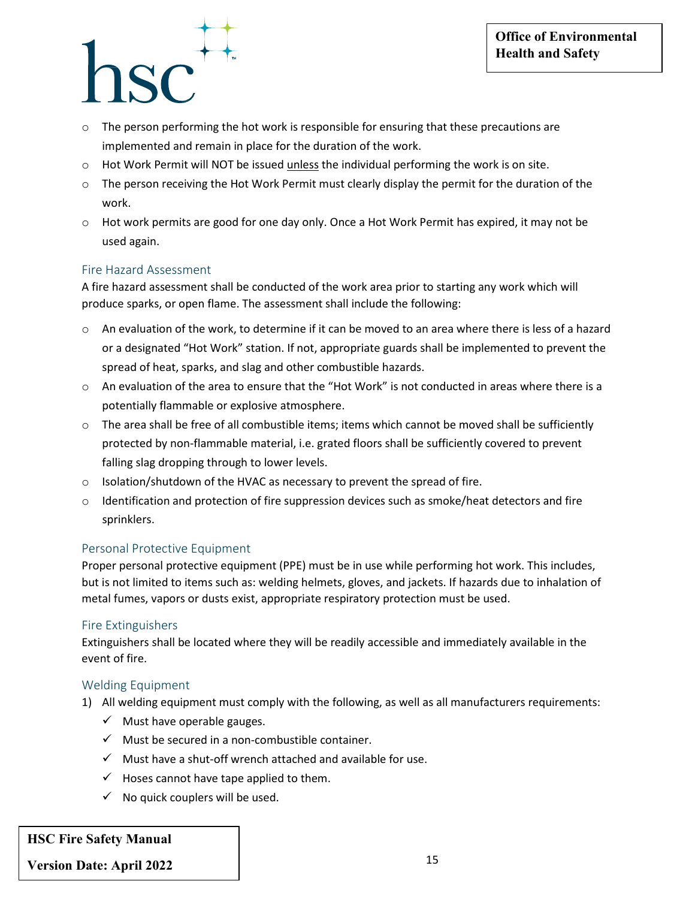- The person performing the hot work is responsible for ensuring that these precautions are implemented and remain in place for the duration of the work.
- Hot Work Permit will NOT be issued <u>unless</u> the individual performing the work is on site.
- The person receiving the Hot Work Permit must clearly display the permit for the duration of the work.
- Hot work permits are good for one day only. Once a Hot Work Permit has expired, it may not be used again.

### Fire Hazard Assessment

A fire hazard assessment shall be conducted of the work area prior to starting any work which will produce sparks, or open flame. The assessment shall include the following:

- An evaluation of the work, to determine if it can be moved to an area where there is less of a hazard or a designated "Hot Work" station. If not, appropriate guards shall be implemented to prevent the spread of heat, sparks, and slag and other combustible hazards.
- An evaluation of the area to ensure that the "Hot Work" is not conducted in areas where there is a potentially flammable or explosive atmosphere.
- The area shall be free of all combustible items; items which cannot be moved shall be sufficiently protected by non-flammable material, i.e. grated floors shall be sufficiently covered to prevent falling slag dropping through to lower levels.
- Isolation/shutdown of the HVAC as necessary to prevent the spread of fire.
- Identification and protection of fire suppression devices such as smoke/heat detectors and fire sprinklers.

### Personal Protective Equipment

Proper personal protective equipment (PPE) must be in use while performing hot work. This includes, but is not limited to items such as: welding helmets, gloves, and jackets. If hazards due to inhalation of metal fumes, vapors or dusts exist, appropriate respiratory protection must be used.

### Fire Extinguishers

Extinguishers shall be located where they will be readily accessible and immediately available in the event of fire.

### Welding Equipment

1) All welding equipment must comply with the following, as well as all manufacturers requirements:
   - ✓ Must have operable gauges.
   - ✓ Must be secured in a non-combustible container.
   - ✓ Must have a shut-off wrench attached and available for use.
   - ✓ Hoses cannot have tape applied to them.
   - ✓ No quick couplers will be used.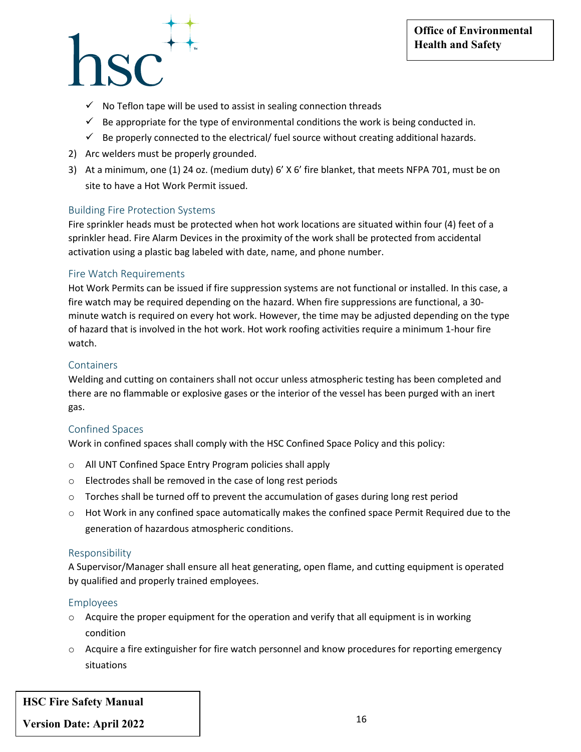- ✓ No Teflon tape will be used to assist in sealing connection threads
- ✓ Be appropriate for the type of environmental conditions the work is being conducted in.
- ✓ Be properly connected to the electrical/ fuel source without creating additional hazards.

2) Arc welders must be properly grounded.
3) At a minimum, one (1) 24 oz. (medium duty) 6' X 6' fire blanket, that meets NFPA 701, must be on site to have a Hot Work Permit issued.

### Building Fire Protection Systems

Fire sprinkler heads must be protected when hot work locations are situated within four (4) feet of a sprinkler head. Fire Alarm Devices in the proximity of the work shall be protected from accidental activation using a plastic bag labeled with date, name, and phone number.

### Fire Watch Requirements

Hot Work Permits can be issued if fire suppression systems are not functional or installed. In this case, a fire watch may be required depending on the hazard. When fire suppressions are functional, a 30-minute watch is required on every hot work. However, the time may be adjusted depending on the type of hazard that is involved in the hot work. Hot work roofing activities require a minimum 1-hour fire watch.

### Containers

Welding and cutting on containers shall not occur unless atmospheric testing has been completed and there are no flammable or explosive gases or the interior of the vessel has been purged with an inert gas.

### Confined Spaces

Work in confined spaces shall comply with the HSC Confined Space Policy and this policy:

- All UNT Confined Space Entry Program policies shall apply
- Electrodes shall be removed in the case of long rest periods
- Torches shall be turned off to prevent the accumulation of gases during long rest period
- Hot Work in any confined space automatically makes the confined space Permit Required due to the generation of hazardous atmospheric conditions.

### Responsibility

A Supervisor/Manager shall ensure all heat generating, open flame, and cutting equipment is operated by qualified and properly trained employees.

### Employees

- Acquire the proper equipment for the operation and verify that all equipment is in working condition
- Acquire a fire extinguisher for fire watch personnel and know procedures for reporting emergency situations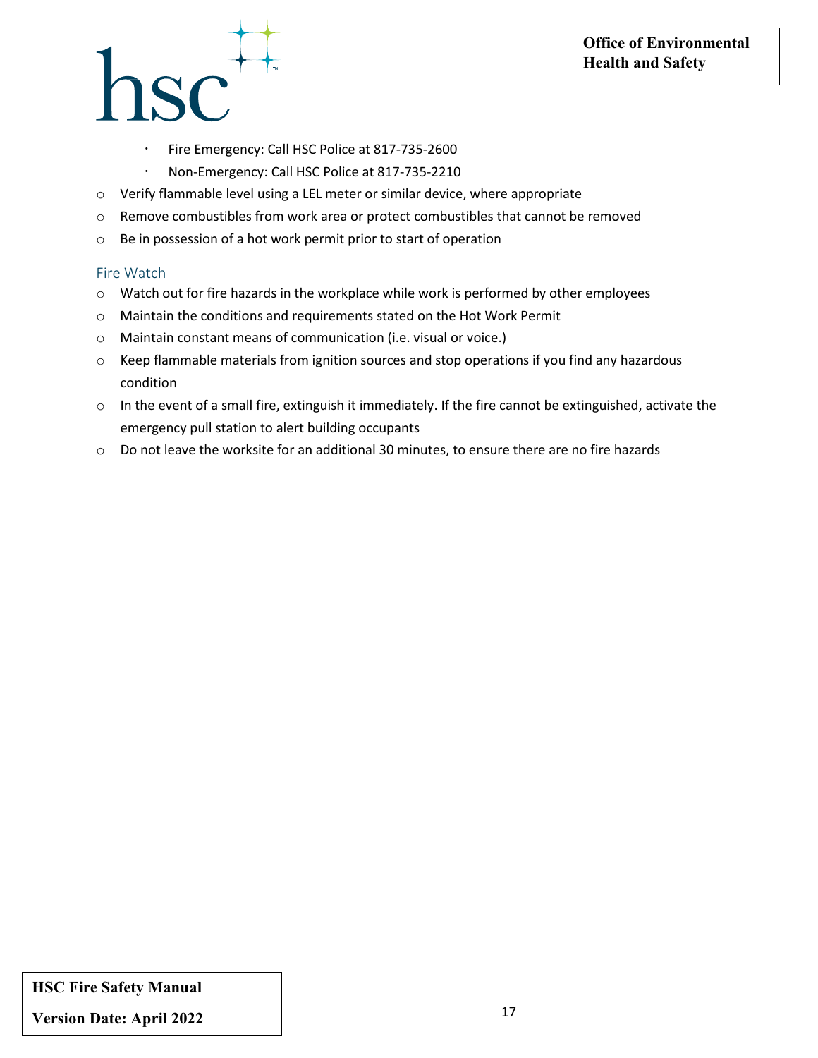- Fire Emergency: Call HSC Police at 817-735-2600
    - Non-Emergency: Call HSC Police at 817-735-2210
- Verify flammable level using a LEL meter or similar device, where appropriate
- Remove combustibles from work area or protect combustibles that cannot be removed
- Be in possession of a hot work permit prior to start of operation

### Fire Watch

- Watch out for fire hazards in the workplace while work is performed by other employees
- Maintain the conditions and requirements stated on the Hot Work Permit
- Maintain constant means of communication (i.e. visual or voice.)
- Keep flammable materials from ignition sources and stop operations if you find any hazardous condition
- In the event of a small fire, extinguish it immediately. If the fire cannot be extinguished, activate the emergency pull station to alert building occupants
- Do not leave the worksite for an additional 30 minutes, to ensure there are no fire hazards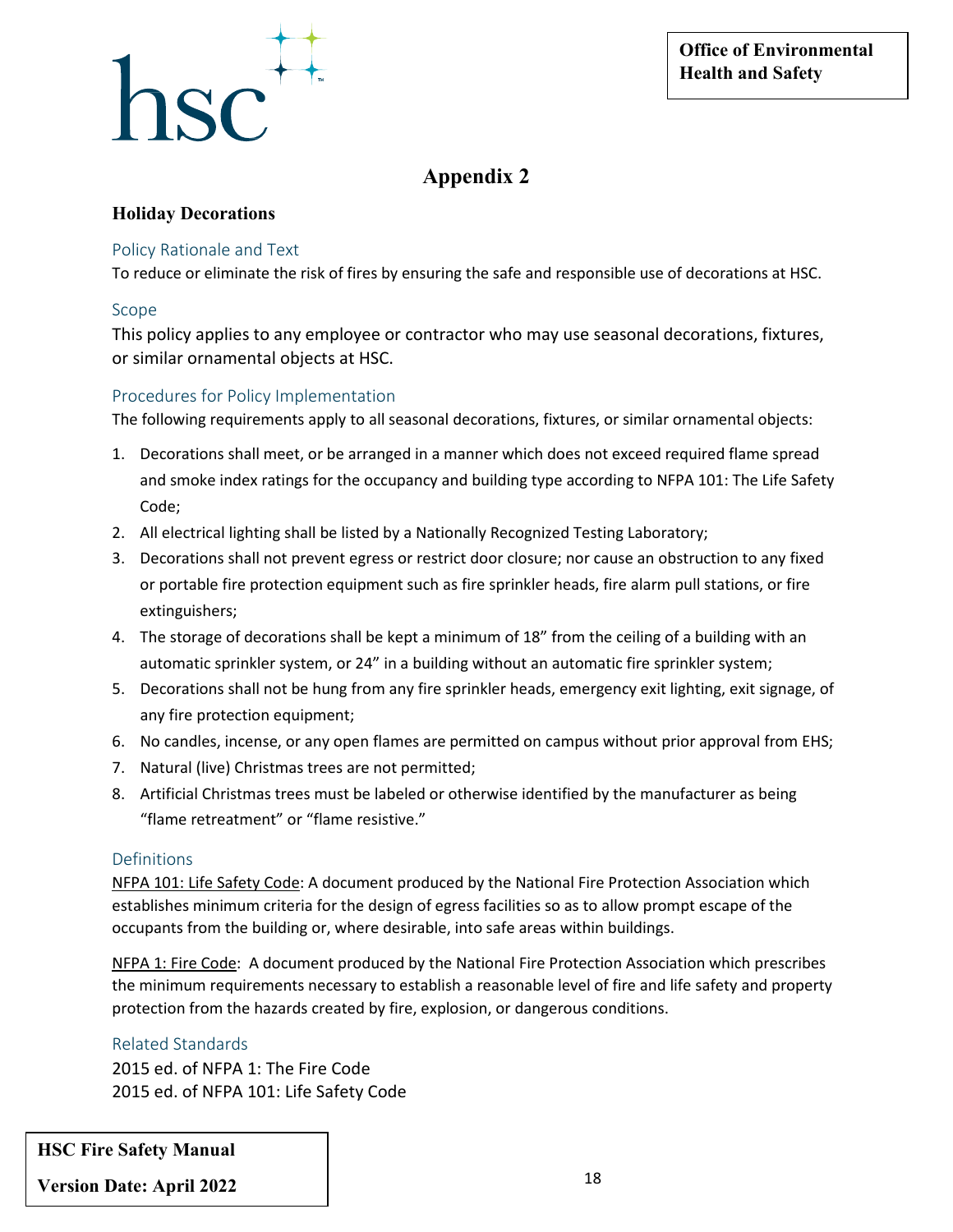# Appendix 2

## Holiday Decorations

### Policy Rationale and Text

To reduce or eliminate the risk of fires by ensuring the safe and responsible use of decorations at HSC.

### Scope

This policy applies to any employee or contractor who may use seasonal decorations, fixtures, or similar ornamental objects at HSC.

### Procedures for Policy Implementation

The following requirements apply to all seasonal decorations, fixtures, or similar ornamental objects:

1. Decorations shall meet, or be arranged in a manner which does not exceed required flame spread and smoke index ratings for the occupancy and building type according to NFPA 101: The Life Safety Code;
2. All electrical lighting shall be listed by a Nationally Recognized Testing Laboratory;
3. Decorations shall not prevent egress or restrict door closure; nor cause an obstruction to any fixed or portable fire protection equipment such as fire sprinkler heads, fire alarm pull stations, or fire extinguishers;
4. The storage of decorations shall be kept a minimum of 18" from the ceiling of a building with an automatic sprinkler system, or 24" in a building without an automatic fire sprinkler system;
5. Decorations shall not be hung from any fire sprinkler heads, emergency exit lighting, exit signage, of any fire protection equipment;
6. No candles, incense, or any open flames are permitted on campus without prior approval from EHS;
7. Natural (live) Christmas trees are not permitted;
8. Artificial Christmas trees must be labeled or otherwise identified by the manufacturer as being "flame retreatment" or "flame resistive."

### Definitions

<u>NFPA 101: Life Safety Code</u>: A document produced by the National Fire Protection Association which establishes minimum criteria for the design of egress facilities so as to allow prompt escape of the occupants from the building or, where desirable, into safe areas within buildings.

<u>NFPA 1: Fire Code</u>: A document produced by the National Fire Protection Association which prescribes the minimum requirements necessary to establish a reasonable level of fire and life safety and property protection from the hazards created by fire, explosion, or dangerous conditions.

### Related Standards

2015 ed. of NFPA 1: The Fire Code
2015 ed. of NFPA 101: Life Safety Code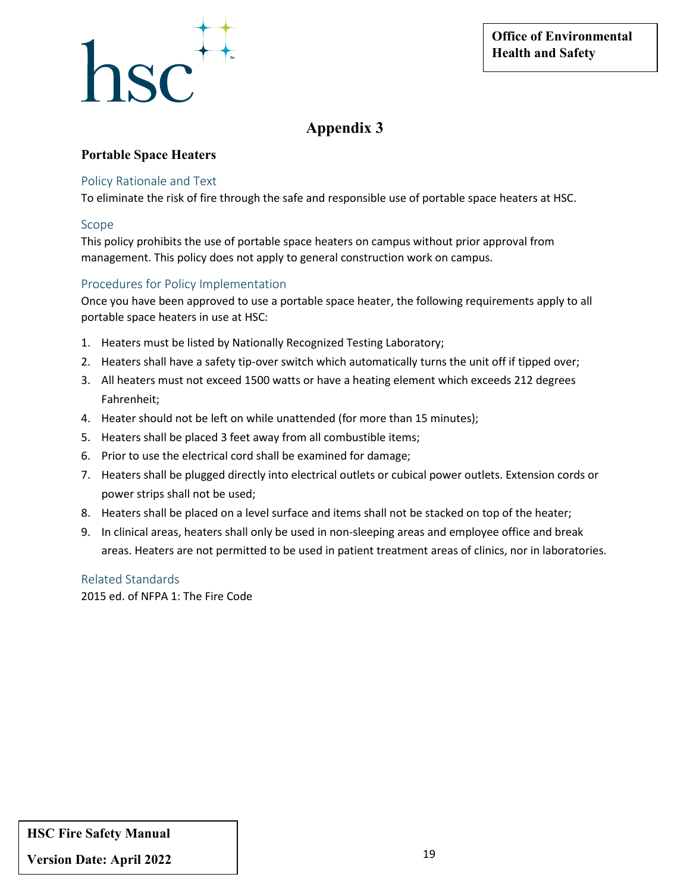# Appendix 3

## Portable Space Heaters

### Policy Rationale and Text

To eliminate the risk of fire through the safe and responsible use of portable space heaters at HSC.

### Scope

This policy prohibits the use of portable space heaters on campus without prior approval from management. This policy does not apply to general construction work on campus.

### Procedures for Policy Implementation

Once you have been approved to use a portable space heater, the following requirements apply to all portable space heaters in use at HSC:

1. Heaters must be listed by Nationally Recognized Testing Laboratory;
2. Heaters shall have a safety tip-over switch which automatically turns the unit off if tipped over;
3. All heaters must not exceed 1500 watts or have a heating element which exceeds 212 degrees Fahrenheit;
4. Heater should not be left on while unattended (for more than 15 minutes);
5. Heaters shall be placed 3 feet away from all combustible items;
6. Prior to use the electrical cord shall be examined for damage;
7. Heaters shall be plugged directly into electrical outlets or cubical power outlets. Extension cords or power strips shall not be used;
8. Heaters shall be placed on a level surface and items shall not be stacked on top of the heater;
9. In clinical areas, heaters shall only be used in non-sleeping areas and employee office and break areas. Heaters are not permitted to be used in patient treatment areas of clinics, nor in laboratories.

### Related Standards

2015 ed. of NFPA 1: The Fire Code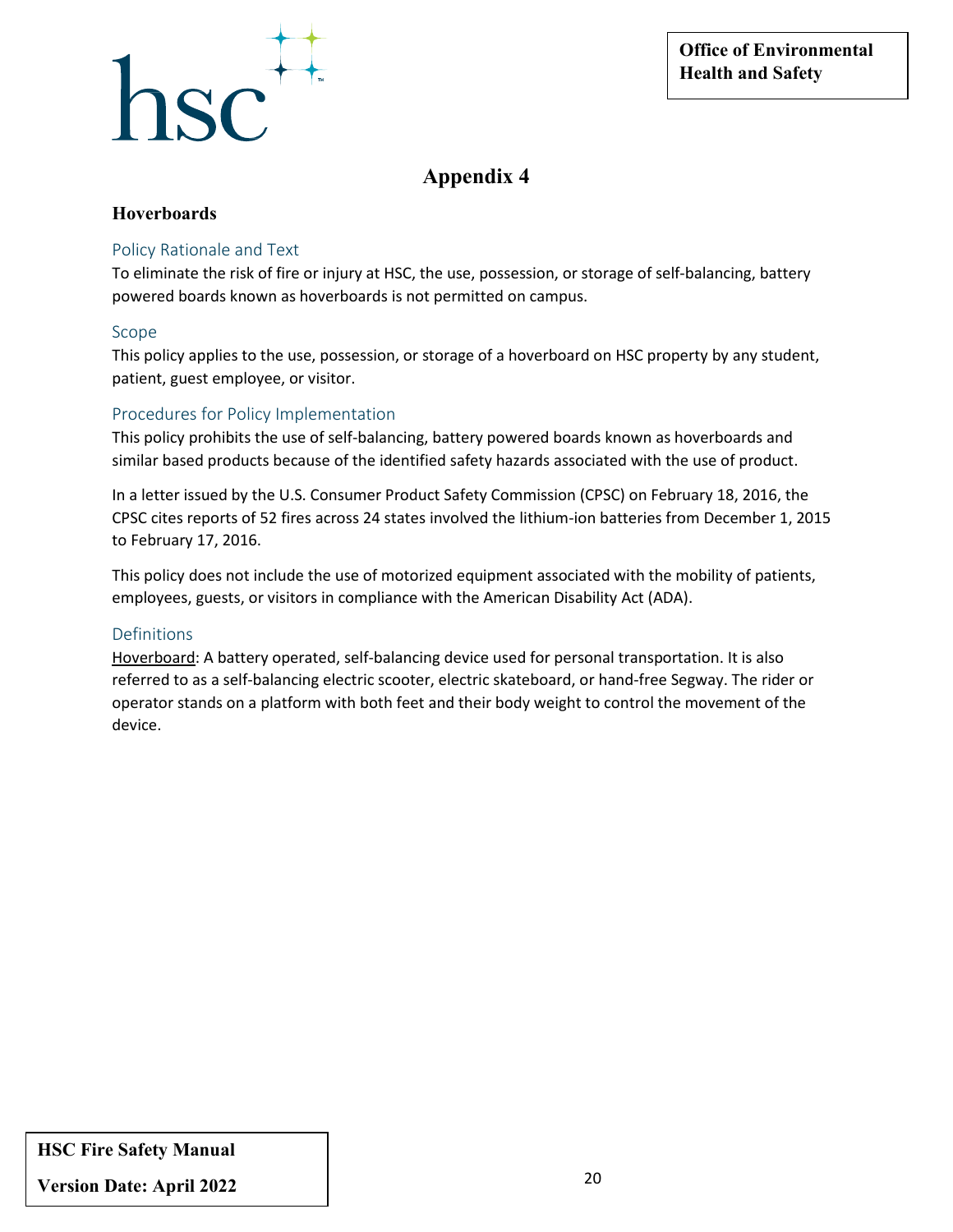# Appendix 4

## Hoverboards

### Policy Rationale and Text

To eliminate the risk of fire or injury at HSC, the use, possession, or storage of self-balancing, battery powered boards known as hoverboards is not permitted on campus.

### Scope

This policy applies to the use, possession, or storage of a hoverboard on HSC property by any student, patient, guest employee, or visitor.

### Procedures for Policy Implementation

This policy prohibits the use of self-balancing, battery powered boards known as hoverboards and similar based products because of the identified safety hazards associated with the use of product.

In a letter issued by the U.S. Consumer Product Safety Commission (CPSC) on February 18, 2016, the CPSC cites reports of 52 fires across 24 states involved the lithium-ion batteries from December 1, 2015 to February 17, 2016.

This policy does not include the use of motorized equipment associated with the mobility of patients, employees, guests, or visitors in compliance with the American Disability Act (ADA).

### Definitions

<u>Hoverboard</u>: A battery operated, self-balancing device used for personal transportation. It is also referred to as a self-balancing electric scooter, electric skateboard, or hand-free Segway. The rider or operator stands on a platform with both feet and their body weight to control the movement of the device.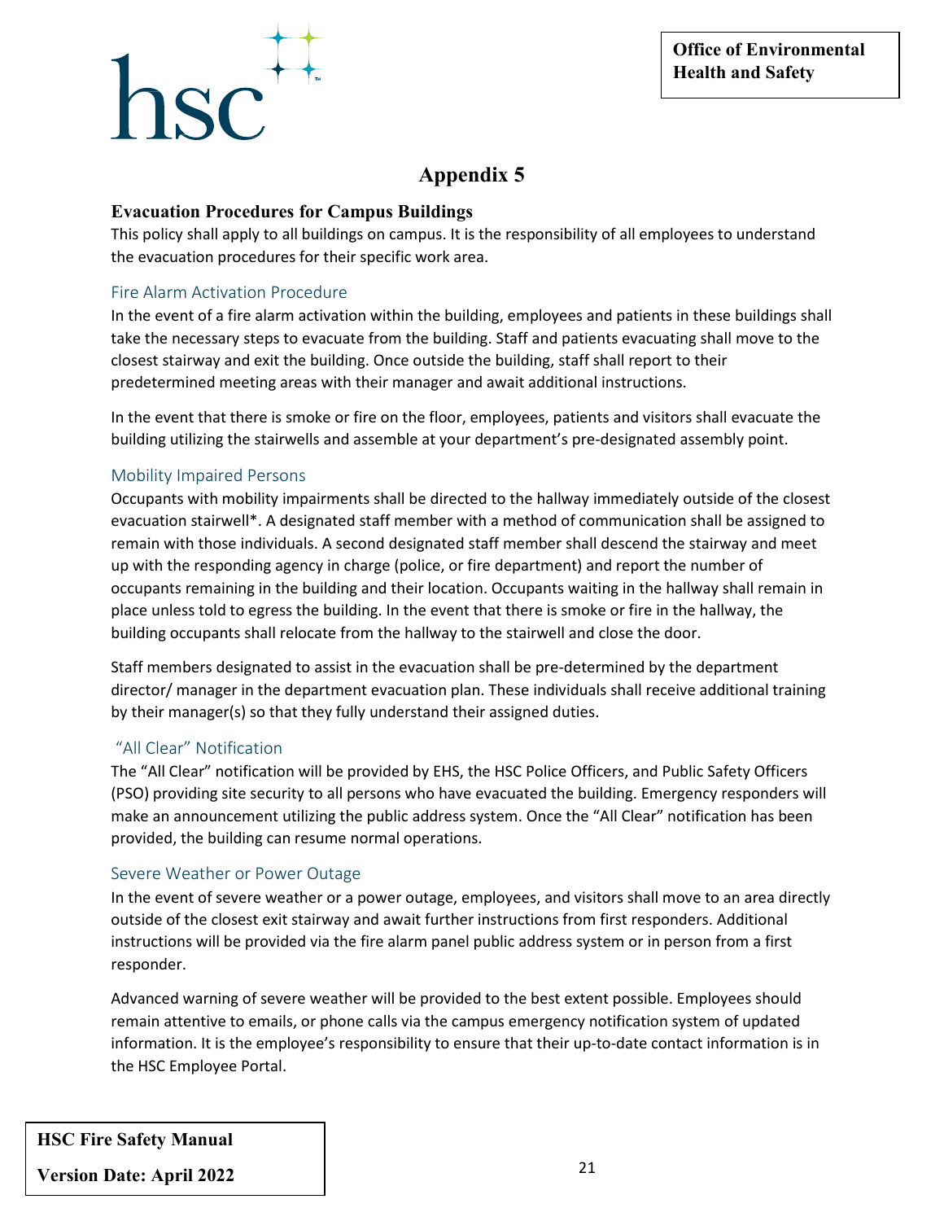# Appendix 5

## Evacuation Procedures for Campus Buildings

This policy shall apply to all buildings on campus. It is the responsibility of all employees to understand the evacuation procedures for their specific work area.

### Fire Alarm Activation Procedure

In the event of a fire alarm activation within the building, employees and patients in these buildings shall take the necessary steps to evacuate from the building. Staff and patients evacuating shall move to the closest stairway and exit the building. Once outside the building, staff shall report to their predetermined meeting areas with their manager and await additional instructions.

In the event that there is smoke or fire on the floor, employees, patients and visitors shall evacuate the building utilizing the stairwells and assemble at your department's pre-designated assembly point.

### Mobility Impaired Persons

Occupants with mobility impairments shall be directed to the hallway immediately outside of the closest evacuation stairwell*. A designated staff member with a method of communication shall be assigned to remain with those individuals. A second designated staff member shall descend the stairway and meet up with the responding agency in charge (police, or fire department) and report the number of occupants remaining in the building and their location. Occupants waiting in the hallway shall remain in place unless told to egress the building. In the event that there is smoke or fire in the hallway, the building occupants shall relocate from the hallway to the stairwell and close the door.

Staff members designated to assist in the evacuation shall be pre-determined by the department director/ manager in the department evacuation plan. These individuals shall receive additional training by their manager(s) so that they fully understand their assigned duties.

### "All Clear" Notification

The "All Clear" notification will be provided by EHS, the HSC Police Officers, and Public Safety Officers (PSO) providing site security to all persons who have evacuated the building. Emergency responders will make an announcement utilizing the public address system. Once the "All Clear" notification has been provided, the building can resume normal operations.

### Severe Weather or Power Outage

In the event of severe weather or a power outage, employees, and visitors shall move to an area directly outside of the closest exit stairway and await further instructions from first responders. Additional instructions will be provided via the fire alarm panel public address system or in person from a first responder.

Advanced warning of severe weather will be provided to the best extent possible. Employees should remain attentive to emails, or phone calls via the campus emergency notification system of updated information. It is the employee's responsibility to ensure that their up-to-date contact information is in the HSC Employee Portal.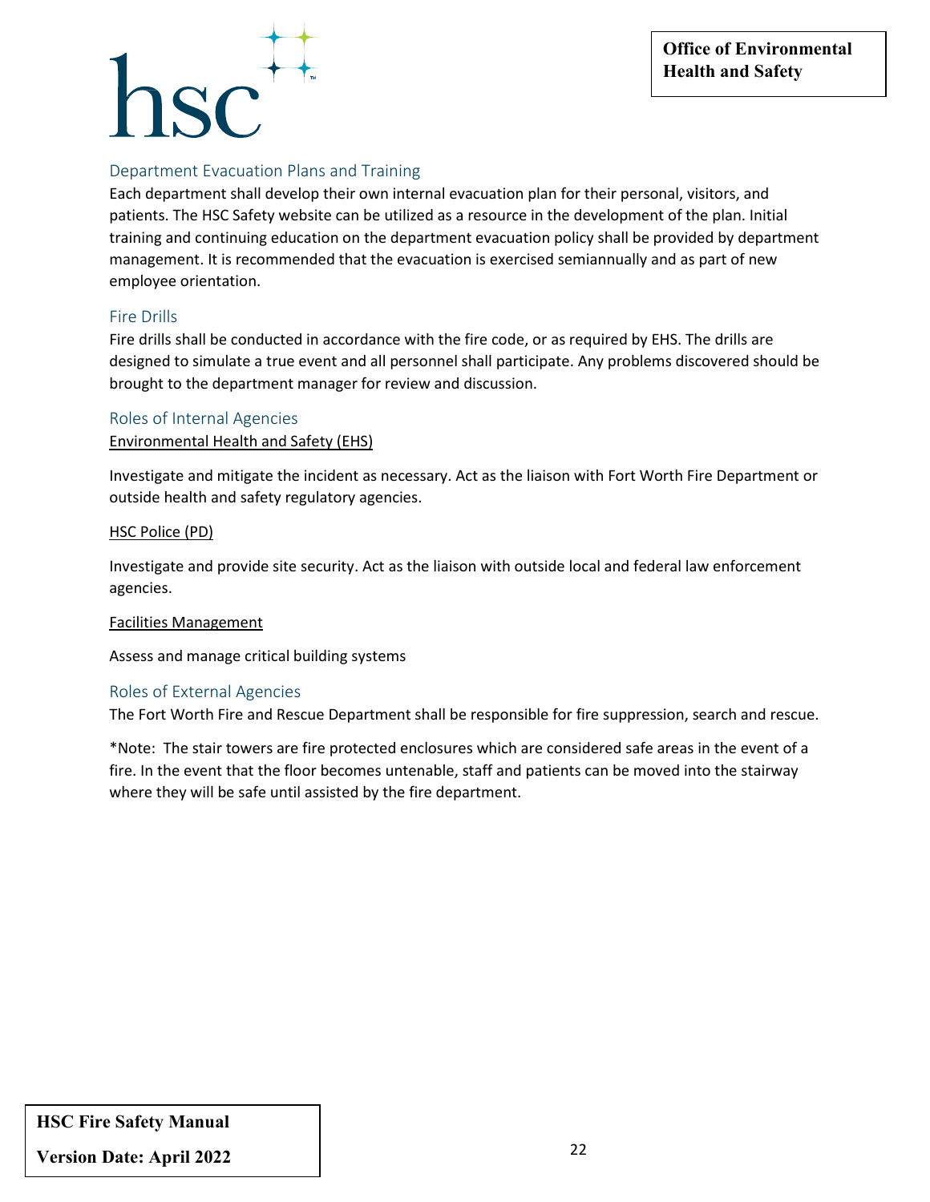## Department Evacuation Plans and Training

Each department shall develop their own internal evacuation plan for their personal, visitors, and patients. The HSC Safety website can be utilized as a resource in the development of the plan. Initial training and continuing education on the department evacuation policy shall be provided by department management. It is recommended that the evacuation is exercised semiannually and as part of new employee orientation.

## Fire Drills

Fire drills shall be conducted in accordance with the fire code, or as required by EHS. The drills are designed to simulate a true event and all personnel shall participate. Any problems discovered should be brought to the department manager for review and discussion.

## Roles of Internal Agencies

Environmental Health and Safety (EHS)

Investigate and mitigate the incident as necessary. Act as the liaison with Fort Worth Fire Department or outside health and safety regulatory agencies.

HSC Police (PD)

Investigate and provide site security. Act as the liaison with outside local and federal law enforcement agencies.

Facilities Management

Assess and manage critical building systems

## Roles of External Agencies

The Fort Worth Fire and Rescue Department shall be responsible for fire suppression, search and rescue.

*Note: The stair towers are fire protected enclosures which are considered safe areas in the event of a fire. In the event that the floor becomes untenable, staff and patients can be moved into the stairway where they will be safe until assisted by the fire department.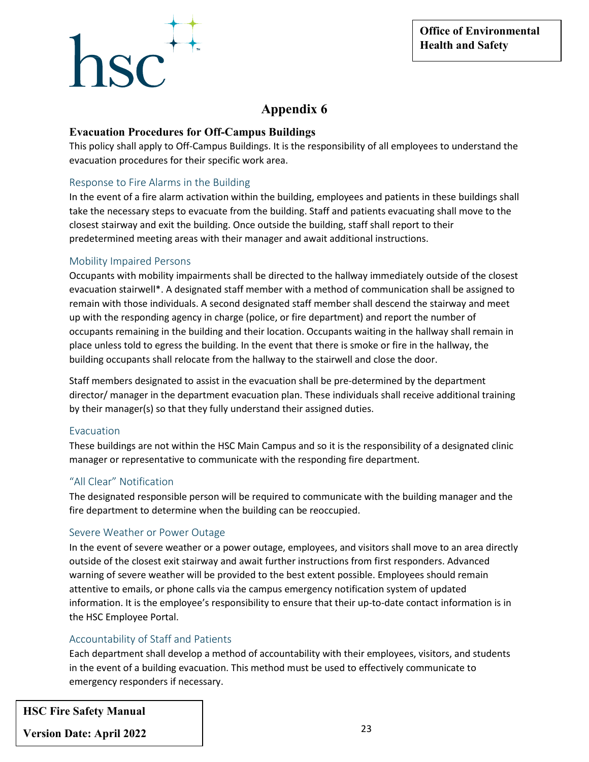# Appendix 6

## Evacuation Procedures for Off-Campus Buildings

This policy shall apply to Off-Campus Buildings. It is the responsibility of all employees to understand the evacuation procedures for their specific work area.

### Response to Fire Alarms in the Building

In the event of a fire alarm activation within the building, employees and patients in these buildings shall take the necessary steps to evacuate from the building. Staff and patients evacuating shall move to the closest stairway and exit the building. Once outside the building, staff shall report to their predetermined meeting areas with their manager and await additional instructions.

### Mobility Impaired Persons

Occupants with mobility impairments shall be directed to the hallway immediately outside of the closest evacuation stairwell*. A designated staff member with a method of communication shall be assigned to remain with those individuals. A second designated staff member shall descend the stairway and meet up with the responding agency in charge (police, or fire department) and report the number of occupants remaining in the building and their location. Occupants waiting in the hallway shall remain in place unless told to egress the building. In the event that there is smoke or fire in the hallway, the building occupants shall relocate from the hallway to the stairwell and close the door.

Staff members designated to assist in the evacuation shall be pre-determined by the department director/ manager in the department evacuation plan. These individuals shall receive additional training by their manager(s) so that they fully understand their assigned duties.

### Evacuation

These buildings are not within the HSC Main Campus and so it is the responsibility of a designated clinic manager or representative to communicate with the responding fire department.

### "All Clear" Notification

The designated responsible person will be required to communicate with the building manager and the fire department to determine when the building can be reoccupied.

### Severe Weather or Power Outage

In the event of severe weather or a power outage, employees, and visitors shall move to an area directly outside of the closest exit stairway and await further instructions from first responders. Advanced warning of severe weather will be provided to the best extent possible. Employees should remain attentive to emails, or phone calls via the campus emergency notification system of updated information. It is the employee's responsibility to ensure that their up-to-date contact information is in the HSC Employee Portal.

### Accountability of Staff and Patients

Each department shall develop a method of accountability with their employees, visitors, and students in the event of a building evacuation. This method must be used to effectively communicate to emergency responders if necessary.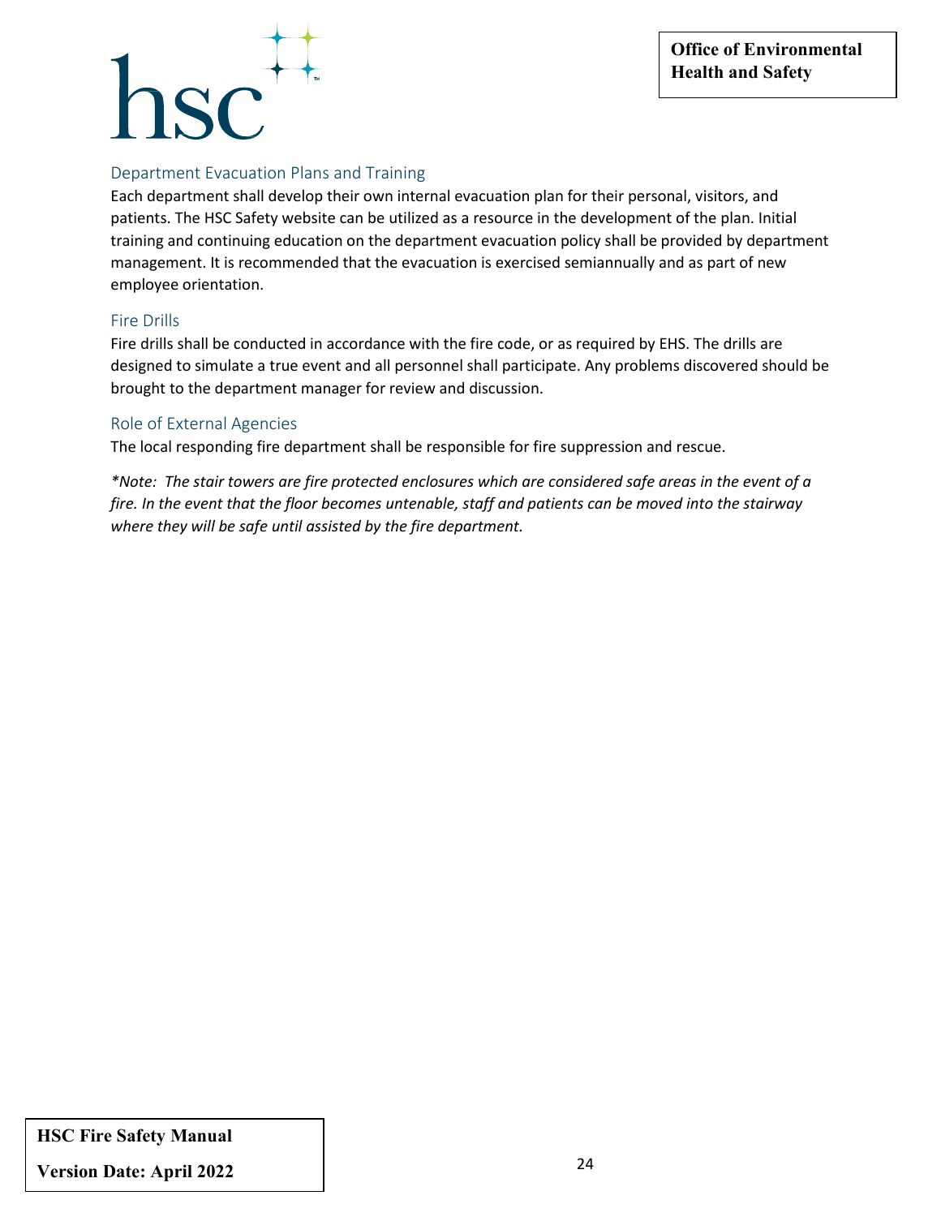## Department Evacuation Plans and Training

Each department shall develop their own internal evacuation plan for their personal, visitors, and patients. The HSC Safety website can be utilized as a resource in the development of the plan. Initial training and continuing education on the department evacuation policy shall be provided by department management. It is recommended that the evacuation is exercised semiannually and as part of new employee orientation.

## Fire Drills

Fire drills shall be conducted in accordance with the fire code, or as required by EHS. The drills are designed to simulate a true event and all personnel shall participate. Any problems discovered should be brought to the department manager for review and discussion.

## Role of External Agencies

The local responding fire department shall be responsible for fire suppression and rescue.

*\*Note: The stair towers are fire protected enclosures which are considered safe areas in the event of a fire. In the event that the floor becomes untenable, staff and patients can be moved into the stairway where they will be safe until assisted by the fire department.*